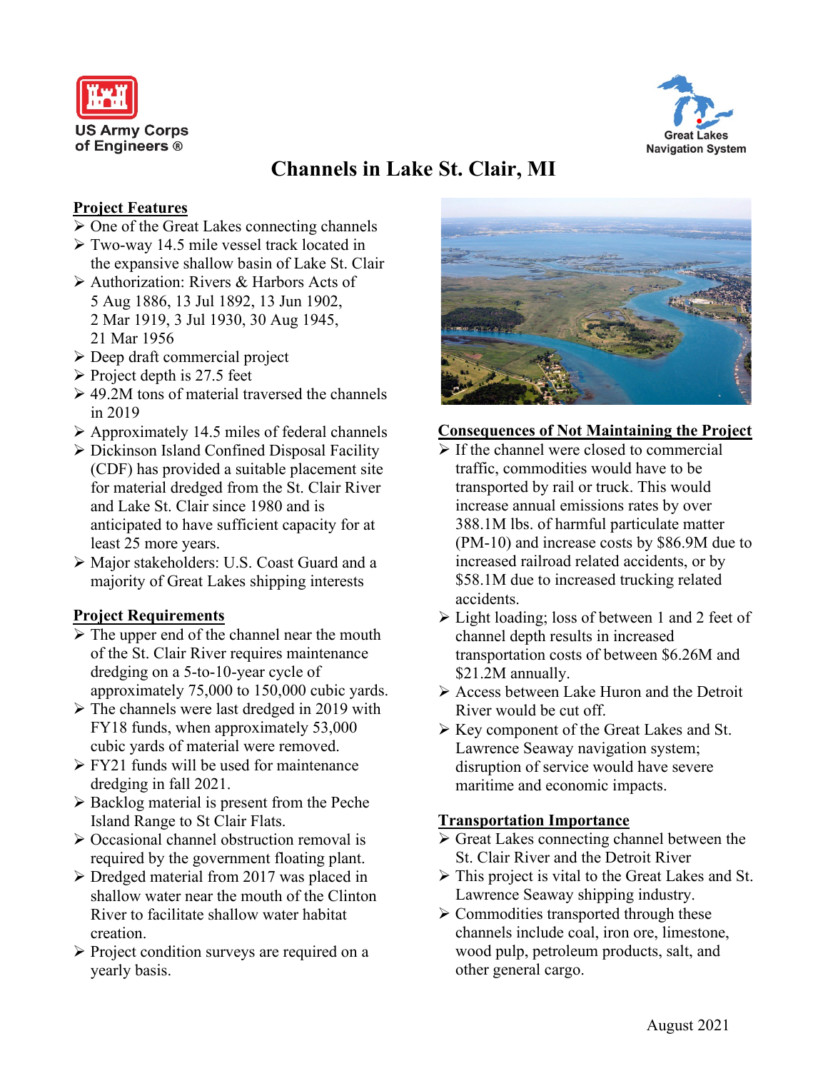US Army Corps of Engineers ®

Great Lakes Navigation System

# Channels in Lake St. Clair, MI

## Project Features

- One of the Great Lakes connecting channels
- Two-way 14.5 mile vessel track located in the expansive shallow basin of Lake St. Clair
- Authorization: Rivers & Harbors Acts of 5 Aug 1886, 13 Jul 1892, 13 Jun 1902, 2 Mar 1919, 3 Jul 1930, 30 Aug 1945, 21 Mar 1956
- Deep draft commercial project
- Project depth is 27.5 feet
- 49.2M tons of material traversed the channels in 2019
- Approximately 14.5 miles of federal channels
- Dickinson Island Confined Disposal Facility (CDF) has provided a suitable placement site for material dredged from the St. Clair River and Lake St. Clair since 1980 and is anticipated to have sufficient capacity for at least 25 more years.
- Major stakeholders: U.S. Coast Guard and a majority of Great Lakes shipping interests

## Project Requirements

- The upper end of the channel near the mouth of the St. Clair River requires maintenance dredging on a 5-to-10-year cycle of approximately 75,000 to 150,000 cubic yards.
- The channels were last dredged in 2019 with FY18 funds, when approximately 53,000 cubic yards of material were removed.
- FY21 funds will be used for maintenance dredging in fall 2021.
- Backlog material is present from the Peche Island Range to St Clair Flats.
- Occasional channel obstruction removal is required by the government floating plant.
- Dredged material from 2017 was placed in shallow water near the mouth of the Clinton River to facilitate shallow water habitat creation.
- Project condition surveys are required on a yearly basis.

## Consequences of Not Maintaining the Project

- If the channel were closed to commercial traffic, commodities would have to be transported by rail or truck. This would increase annual emissions rates by over 388.1M lbs. of harmful particulate matter (PM-10) and increase costs by $86.9M due to increased railroad related accidents, or by $58.1M due to increased trucking related accidents.
- Light loading; loss of between 1 and 2 feet of channel depth results in increased transportation costs of between $6.26M and $21.2M annually.
- Access between Lake Huron and the Detroit River would be cut off.
- Key component of the Great Lakes and St. Lawrence Seaway navigation system; disruption of service would have severe maritime and economic impacts.

## Transportation Importance

- Great Lakes connecting channel between the St. Clair River and the Detroit River
- This project is vital to the Great Lakes and St. Lawrence Seaway shipping industry.
- Commodities transported through these channels include coal, iron ore, limestone, wood pulp, petroleum products, salt, and other general cargo.

August 2021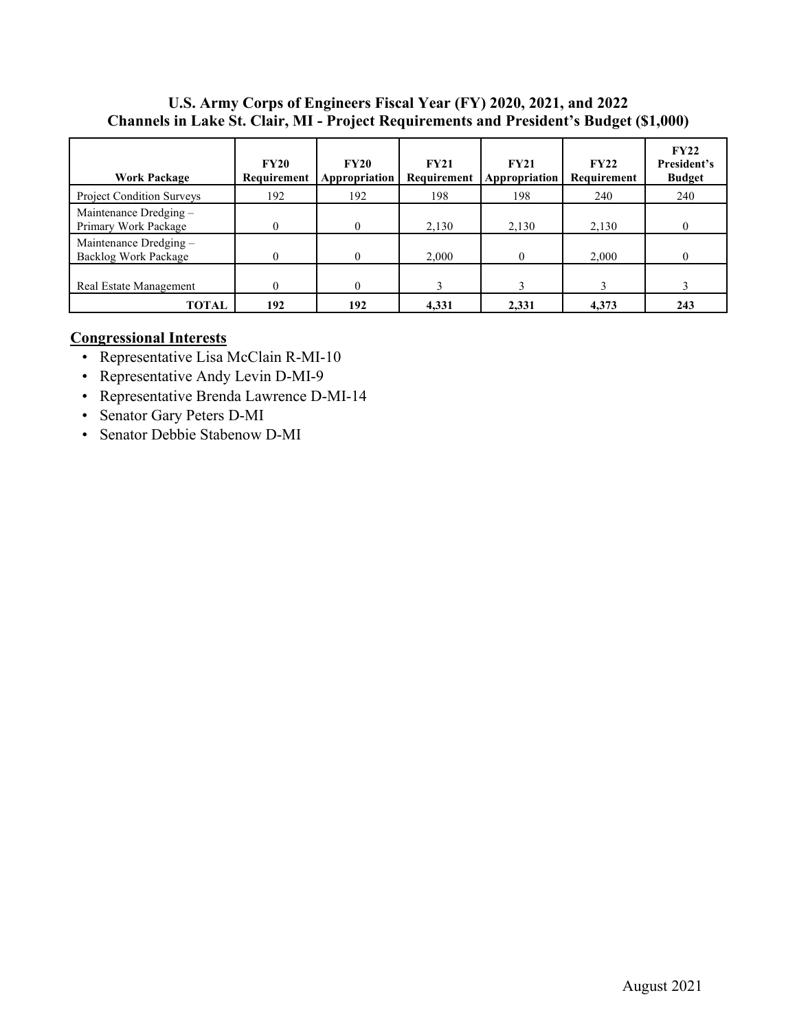**U.S. Army Corps of Engineers Fiscal Year (FY) 2020, 2021, and 2022**
**Channels in Lake St. Clair, MI - Project Requirements and President's Budget ($1,000)**

| Work Package | FY20 Requirement | FY20 Appropriation | FY21 Requirement | FY21 Appropriation | FY22 Requirement | FY22 President's Budget |
|---|---|---|---|---|---|---|
| Project Condition Surveys | 192 | 192 | 198 | 198 | 240 | 240 |
| Maintenance Dredging – Primary Work Package | 0 | 0 | 2,130 | 2,130 | 2,130 | 0 |
| Maintenance Dredging – Backlog Work Package | 0 | 0 | 2,000 | 0 | 2,000 | 0 |
| Real Estate Management | 0 | 0 | 3 | 3 | 3 | 3 |
| **TOTAL** | **192** | **192** | **4,331** | **2,331** | **4,373** | **243** |

## Congressional Interests

- Representative Lisa McClain R-MI-10
- Representative Andy Levin D-MI-9
- Representative Brenda Lawrence D-MI-14
- Senator Gary Peters D-MI
- Senator Debbie Stabenow D-MI

August 2021